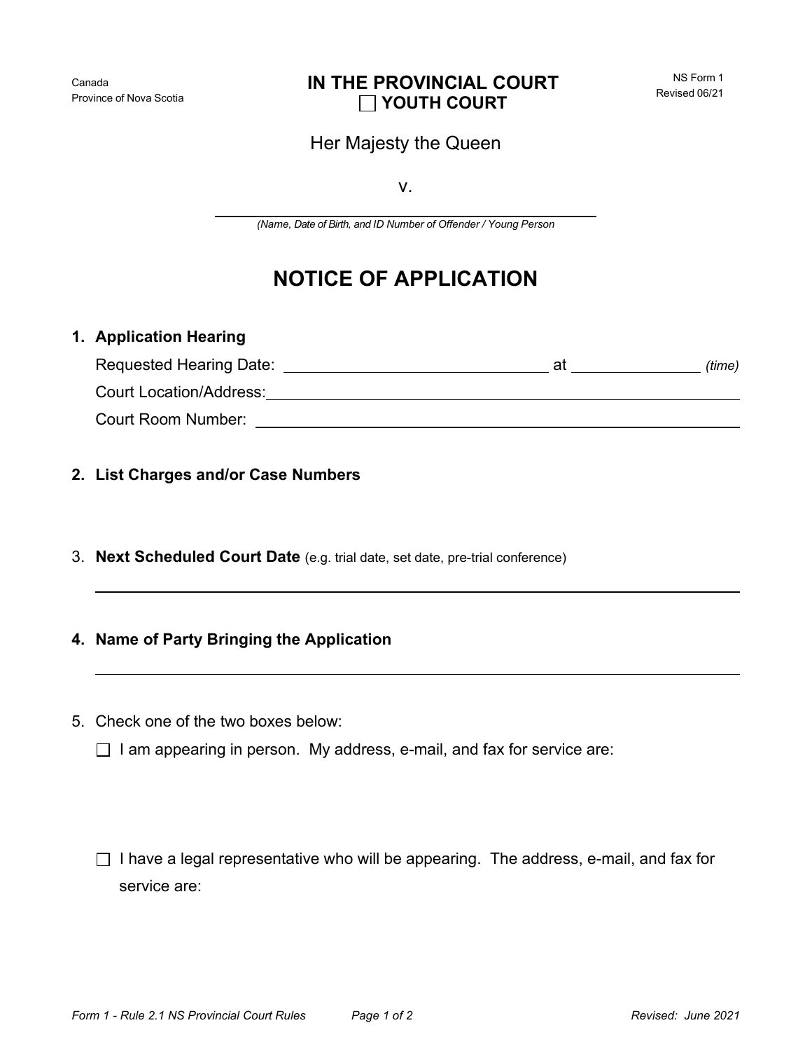Canada
Province of Nova Scotia

**IN THE PROVINCIAL COURT**
☐ **YOUTH COURT**

NS Form 1
Revised 06/21

Her Majesty the Queen

v.

______________________________________________
*(Name, Date of Birth, and ID Number of Offender / Young Person*

# NOTICE OF APPLICATION

1. **Application Hearing**

   Requested Hearing Date: ______________________ at ____________ *(time)*

   Court Location/Address: ______________________________________________

   Court Room Number: ______________________________________________

2. **List Charges and/or Case Numbers**

3. **Next Scheduled Court Date** (e.g. trial date, set date, pre-trial conference)

   ______________________________________________

4. **Name of Party Bringing the Application**

   ______________________________________________

5. Check one of the two boxes below:

   ☐ I am appearing in person. My address, e-mail, and fax for service are:

   ☐ I have a legal representative who will be appearing. The address, e-mail, and fax for service are:

Form 1 - Rule 2.1 NS Provincial Court Rules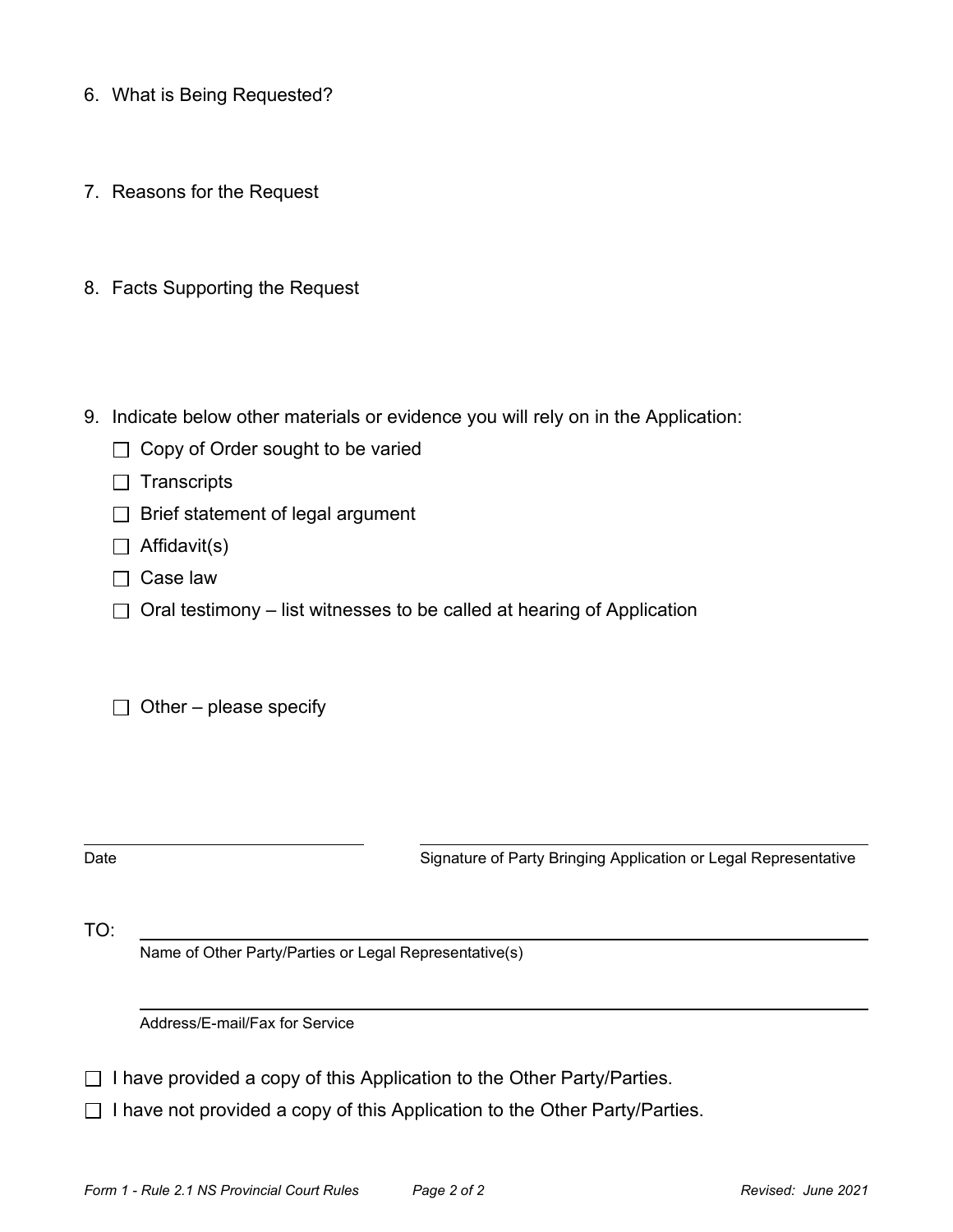6. What is Being Requested?

7. Reasons for the Request

8. Facts Supporting the Request

9. Indicate below other materials or evidence you will rely on in the Application:
   - ☐ Copy of Order sought to be varied
   - ☐ Transcripts
   - ☐ Brief statement of legal argument
   - ☐ Affidavit(s)
   - ☐ Case law
   - ☐ Oral testimony – list witnesses to be called at hearing of Application
   - ☐ Other – please specify

_________________________ Date

_________________________ Signature of Party Bringing Application or Legal Representative

TO: _________________________
Name of Other Party/Parties or Legal Representative(s)

_________________________
Address/E-mail/Fax for Service

☐ I have provided a copy of this Application to the Other Party/Parties.

☐ I have not provided a copy of this Application to the Other Party/Parties.

*Form 1 - Rule 2.1 NS Provincial Court Rules* *Revised: June 2021*